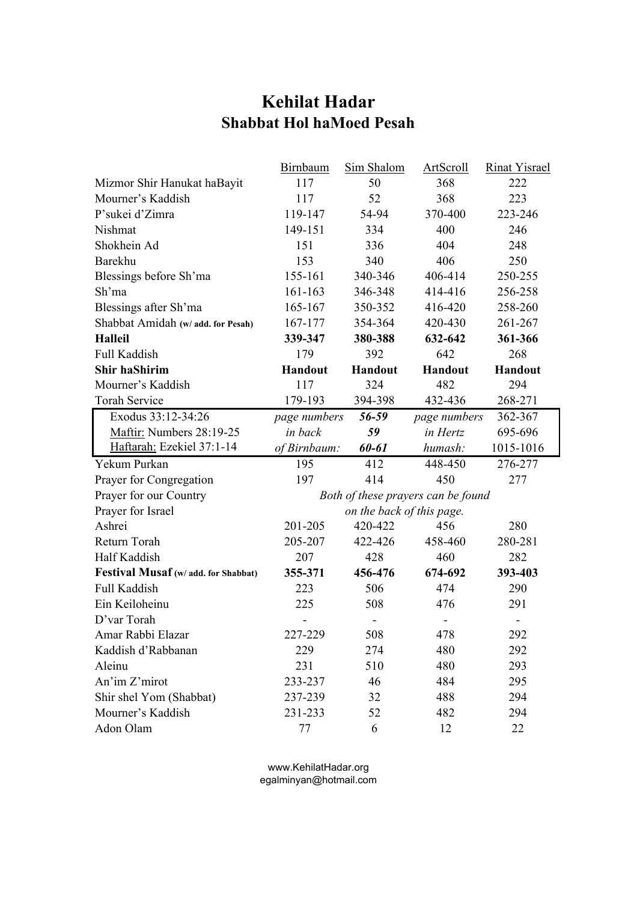# Kehilat Hadar
## Shabbat Hol haMoed Pesah

| | Birnbaum | Sim Shalom | ArtScroll | Rinat Yisrael |
|---|---|---|---|---|
| Mizmor Shir Hanukat haBayit | 117 | 50 | 368 | 222 |
| Mourner's Kaddish | 117 | 52 | 368 | 223 |
| P'sukei d'Zimra | 119-147 | 54-94 | 370-400 | 223-246 |
| Nishmat | 149-151 | 334 | 400 | 246 |
| Shokhein Ad | 151 | 336 | 404 | 248 |
| Barekhu | 153 | 340 | 406 | 250 |
| Blessings before Sh'ma | 155-161 | 340-346 | 406-414 | 250-255 |
| Sh'ma | 161-163 | 346-348 | 414-416 | 256-258 |
| Blessings after Sh'ma | 165-167 | 350-352 | 416-420 | 258-260 |
| Shabbat Amidah (**w/ add. for Pesah**) | 167-177 | 354-364 | 420-430 | 261-267 |
| **Halleil** | **339-347** | **380-388** | **632-642** | **361-366** |
| Full Kaddish | 179 | 392 | 642 | 268 |
| **Shir haShirim** | **Handout** | **Handout** | **Handout** | **Handout** |
| Mourner's Kaddish | 117 | 324 | 482 | 294 |
| Torah Service | 179-193 | 394-398 | 432-436 | 268-271 |
| Exodus 33:12-34:26 | *page numbers* | ***56-59*** | *page numbers* | 362-367 |
| Maftir: Numbers 28:19-25 | *in back* | ***59*** | *in Hertz* | 695-696 |
| Haftarah: Ezekiel 37:1-14 | *of Birnbaum:* | ***60-61*** | *humash:* | 1015-1016 |
| Yekum Purkan | 195 | 412 | 448-450 | 276-277 |
| Prayer for Congregation | 197 | 414 | 450 | 277 |
| Prayer for our Country | *Both of these prayers can be found* | | | |
| Prayer for Israel | *on the back of this page.* | | | |
| Ashrei | 201-205 | 420-422 | 456 | 280 |
| Return Torah | 205-207 | 422-426 | 458-460 | 280-281 |
| Half Kaddish | 207 | 428 | 460 | 282 |
| **Festival Musaf (w/ add. for Shabbat)** | **355-371** | **456-476** | **674-692** | **393-403** |
| Full Kaddish | 223 | 506 | 474 | 290 |
| Ein Keiloheinu | 225 | 508 | 476 | 291 |
| D'var Torah | - | - | - | - |
| Amar Rabbi Elazar | 227-229 | 508 | 478 | 292 |
| Kaddish d'Rabbanan | 229 | 274 | 480 | 292 |
| Aleinu | 231 | 510 | 480 | 293 |
| An'im Z'mirot | 233-237 | 46 | 484 | 295 |
| Shir shel Yom (Shabbat) | 237-239 | 32 | 488 | 294 |
| Mourner's Kaddish | 231-233 | 52 | 482 | 294 |
| Adon Olam | 77 | 6 | 12 | 22 |

www.KehilatHadar.org
egalminyan@hotmail.com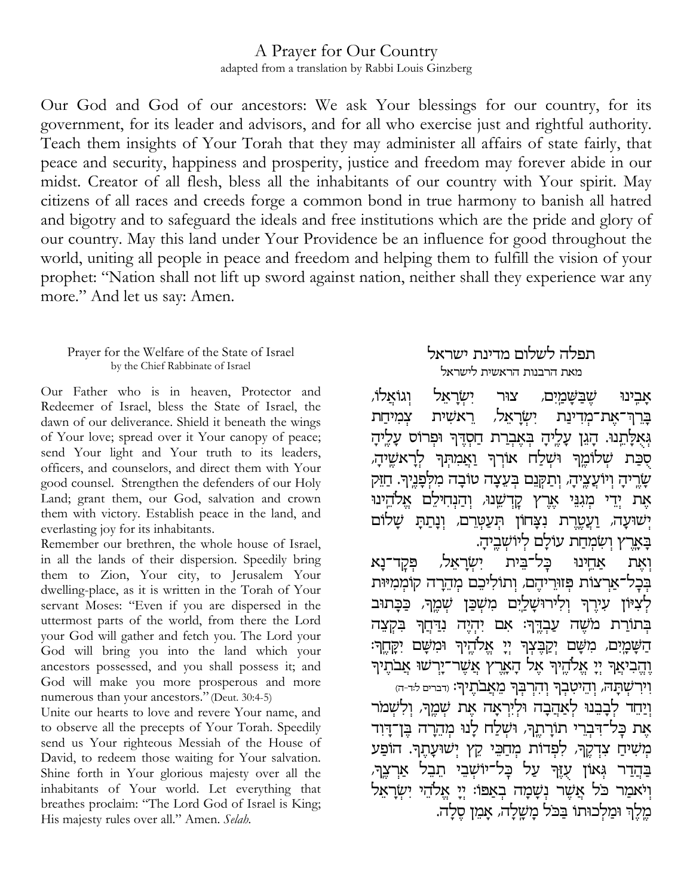# A Prayer for Our Country

adapted from a translation by Rabbi Louis Ginzberg

Our God and God of our ancestors: We ask Your blessings for our country, for its government, for its leader and advisors, and for all who exercise just and rightful authority. Teach them insights of Your Torah that they may administer all affairs of state fairly, that peace and security, happiness and prosperity, justice and freedom may forever abide in our midst. Creator of all flesh, bless all the inhabitants of our country with Your spirit. May citizens of all races and creeds forge a common bond in true harmony to banish all hatred and bigotry and to safeguard the ideals and free institutions which are the pride and glory of our country. May this land under Your Providence be an influence for good throughout the world, uniting all people in peace and freedom and helping them to fulfill the vision of your prophet: "Nation shall not lift up sword against nation, neither shall they experience war any more." And let us say: Amen.

## Prayer for the Welfare of the State of Israel

by the Chief Rabbinate of Israel

Our Father who is in heaven, Protector and Redeemer of Israel, bless the State of Israel, the dawn of our deliverance. Shield it beneath the wings of Your love; spread over it Your canopy of peace; send Your light and Your truth to its leaders, officers, and counselors, and direct them with Your good counsel. Strengthen the defenders of our Holy Land; grant them, our God, salvation and crown them with victory. Establish peace in the land, and everlasting joy for its inhabitants.

Remember our brethren, the whole house of Israel, in all the lands of their dispersion. Speedily bring them to Zion, Your city, to Jerusalem Your dwelling-place, as it is written in the Torah of Your servant Moses: "Even if you are dispersed in the uttermost parts of the world, from there the Lord your God will gather and fetch you. The Lord your God will bring you into the land which your ancestors possessed, and you shall possess it; and God will make you more prosperous and more numerous than your ancestors." (Deut. 30:4-5)

Unite our hearts to love and revere Your name, and to observe all the precepts of Your Torah. Speedily send us Your righteous Messiah of the House of David, to redeem those waiting for Your salvation. Shine forth in Your glorious majesty over all the inhabitants of Your world. Let everything that breathes proclaim: "The Lord God of Israel is King; His majesty rules over all." Amen. *Selah.*

## תפלה לשלום מדינת ישראל

מאת הרבנות הראשית לישראל

אָבִינוּ שֶׁבַּשָּׁמַיִם, צוּר יִשְׂרָאֵל וְגוֹאֲלוֹ, בָּרֵךְ אֶת־מְדִינַת יִשְׂרָאֵל, רֵאשִׁית צְמִיחַת גְּאֻלָּתֵנוּ. הָגֵן עָלֶיהָ בְּאֶבְרַת חַסְדֶּךָ וּפְרוֹשׂ עָלֶיהָ סֻכַּת שְׁלוֹמֶךָ וּשְׁלַח אוֹרְךָ וַאֲמִתְּךָ לְרָאשֶׁיהָ, שָׂרֶיהָ וְיוֹעֲצֶיהָ, וְתַקְּנֵם בְּעֵצָה טוֹבָה מִלְּפָנֶיךָ. חַזֵּק אֶת יְדֵי מְגִנֵּי אֶרֶץ קָדְשֵׁנוּ, וְהַנְחִילֵם אֱלֹהֵינוּ יְשׁוּעָה, וַעֲטֶרֶת נִצָּחוֹן תְּעַטְּרֵם, וְנָתַתָּ שָׁלוֹם בָּאָרֶץ וְשִׂמְחַת עוֹלָם לְיוֹשְׁבֶיהָ.

וְאֶת אַחֵינוּ כָּל־בֵּית יִשְׂרָאֵל, פְּקָד־נָא בְּכָל־אַרְצוֹת פְּזוּרֵיהֶם, וְתוֹלִיכֵם מְהֵרָה קוֹמְמִיּוּת לְצִיּוֹן עִירֶךָ וְלִירוּשָׁלַיִם מִשְׁכַּן שְׁמֶךָ, כַּכָּתוּב בְּתוֹרַת מֹשֶׁה עַבְדֶּךָ: אִם יִהְיֶה נִדַּחֲךָ בִּקְצֵה הַשָּׁמָיִם, מִשָּׁם יְקַבֶּצְךָ יְיָ אֱלֹהֶיךָ וּמִשָּׁם יִקָּחֶךָ: וֶהֱבִיאֲךָ יְיָ אֱלֹהֶיךָ אֶל הָאָרֶץ אֲשֶׁר־יָרְשׁוּ אֲבֹתֶיךָ וִירִשְׁתָּהּ, וְהֵיטִבְךָ וְהִרְבְּךָ מֵאֲבֹתֶיךָ: (דברים ל:ד-ה)

וְיַחֵד לְבָבֵנוּ לְאַהֲבָה וּלְיִרְאָה אֶת שְׁמֶךָ, וְלִשְׁמֹר אֶת כָּל־דִּבְרֵי תוֹרָתֶךָ, וּשְׁלַח לָנוּ מְהֵרָה בֶּן־דָּוִד מְשִׁיחַ צִדְקֶךָ, לִפְדּוֹת מְחַכֵּי קֵץ יְשׁוּעָתֶךָ. הוֹפַע בַּהֲדַר גְּאוֹן עֻזֶּךָ עַל כָּל־יוֹשְׁבֵי תֵבֵל אַרְצֶךָ, וְיֹאמַר כֹּל אֲשֶׁר נְשָׁמָה בְאַפּוֹ: יְיָ אֱלֹהֵי יִשְׂרָאֵל מֶלֶךְ וּמַלְכוּתוֹ בַּכֹּל מָשָׁלָה, אָמֵן סֶלָה.